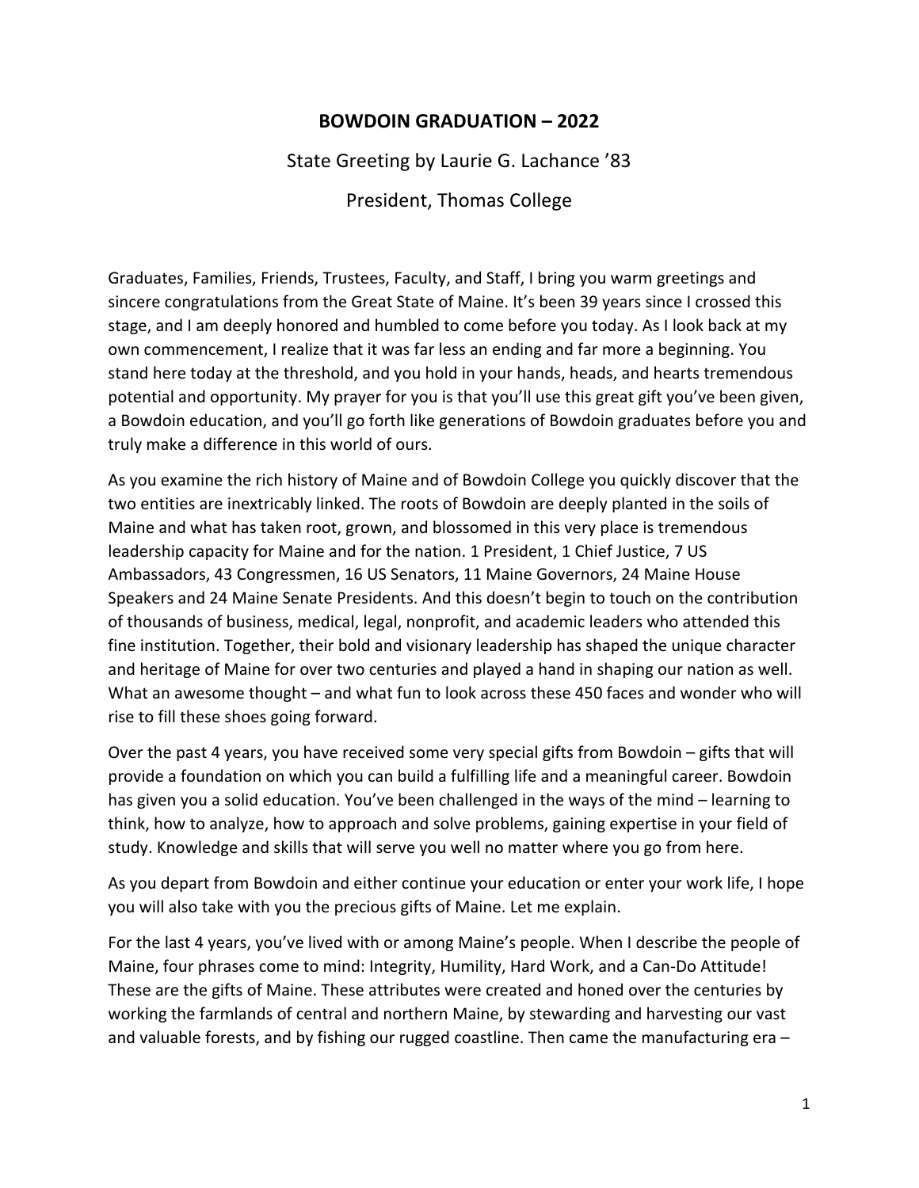# BOWDOIN GRADUATION – 2022

State Greeting by Laurie G. Lachance '83

President, Thomas College

Graduates, Families, Friends, Trustees, Faculty, and Staff, I bring you warm greetings and sincere congratulations from the Great State of Maine. It's been 39 years since I crossed this stage, and I am deeply honored and humbled to come before you today. As I look back at my own commencement, I realize that it was far less an ending and far more a beginning. You stand here today at the threshold, and you hold in your hands, heads, and hearts tremendous potential and opportunity. My prayer for you is that you'll use this great gift you've been given, a Bowdoin education, and you'll go forth like generations of Bowdoin graduates before you and truly make a difference in this world of ours.

As you examine the rich history of Maine and of Bowdoin College you quickly discover that the two entities are inextricably linked. The roots of Bowdoin are deeply planted in the soils of Maine and what has taken root, grown, and blossomed in this very place is tremendous leadership capacity for Maine and for the nation. 1 President, 1 Chief Justice, 7 US Ambassadors, 43 Congressmen, 16 US Senators, 11 Maine Governors, 24 Maine House Speakers and 24 Maine Senate Presidents. And this doesn't begin to touch on the contribution of thousands of business, medical, legal, nonprofit, and academic leaders who attended this fine institution. Together, their bold and visionary leadership has shaped the unique character and heritage of Maine for over two centuries and played a hand in shaping our nation as well. What an awesome thought – and what fun to look across these 450 faces and wonder who will rise to fill these shoes going forward.

Over the past 4 years, you have received some very special gifts from Bowdoin – gifts that will provide a foundation on which you can build a fulfilling life and a meaningful career. Bowdoin has given you a solid education. You've been challenged in the ways of the mind – learning to think, how to analyze, how to approach and solve problems, gaining expertise in your field of study. Knowledge and skills that will serve you well no matter where you go from here.

As you depart from Bowdoin and either continue your education or enter your work life, I hope you will also take with you the precious gifts of Maine. Let me explain.

For the last 4 years, you've lived with or among Maine's people. When I describe the people of Maine, four phrases come to mind: Integrity, Humility, Hard Work, and a Can-Do Attitude! These are the gifts of Maine. These attributes were created and honed over the centuries by working the farmlands of central and northern Maine, by stewarding and harvesting our vast and valuable forests, and by fishing our rugged coastline. Then came the manufacturing era –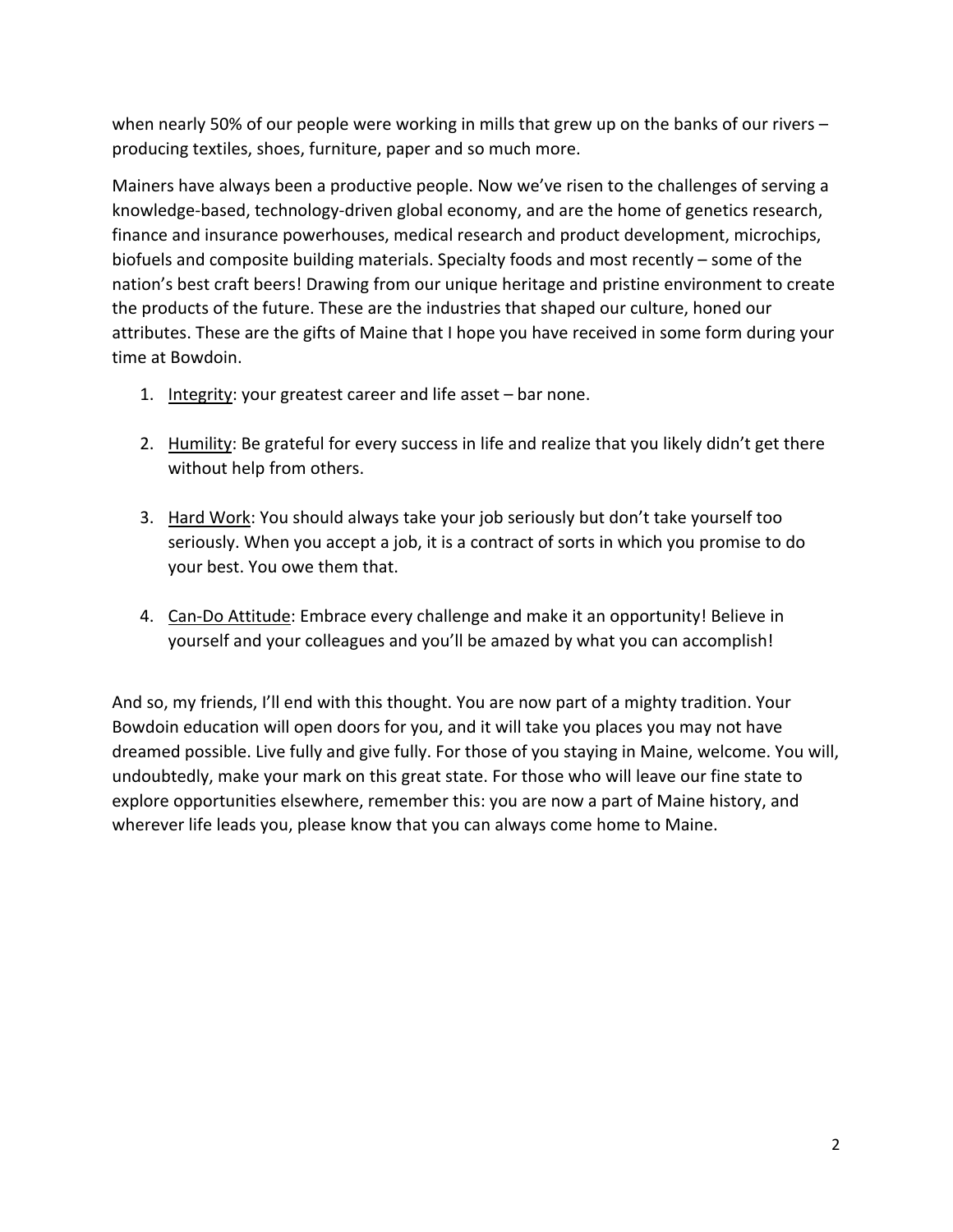when nearly 50% of our people were working in mills that grew up on the banks of our rivers – producing textiles, shoes, furniture, paper and so much more.

Mainers have always been a productive people. Now we've risen to the challenges of serving a knowledge-based, technology-driven global economy, and are the home of genetics research, finance and insurance powerhouses, medical research and product development, microchips, biofuels and composite building materials. Specialty foods and most recently – some of the nation's best craft beers! Drawing from our unique heritage and pristine environment to create the products of the future. These are the industries that shaped our culture, honed our attributes. These are the gifts of Maine that I hope you have received in some form during your time at Bowdoin.

1. <u>Integrity</u>: your greatest career and life asset – bar none.

2. <u>Humility</u>: Be grateful for every success in life and realize that you likely didn't get there without help from others.

3. <u>Hard Work</u>: You should always take your job seriously but don't take yourself too seriously. When you accept a job, it is a contract of sorts in which you promise to do your best. You owe them that.

4. <u>Can-Do Attitude</u>: Embrace every challenge and make it an opportunity! Believe in yourself and your colleagues and you'll be amazed by what you can accomplish!

And so, my friends, I'll end with this thought. You are now part of a mighty tradition. Your Bowdoin education will open doors for you, and it will take you places you may not have dreamed possible. Live fully and give fully. For those of you staying in Maine, welcome. You will, undoubtedly, make your mark on this great state. For those who will leave our fine state to explore opportunities elsewhere, remember this: you are now a part of Maine history, and wherever life leads you, please know that you can always come home to Maine.